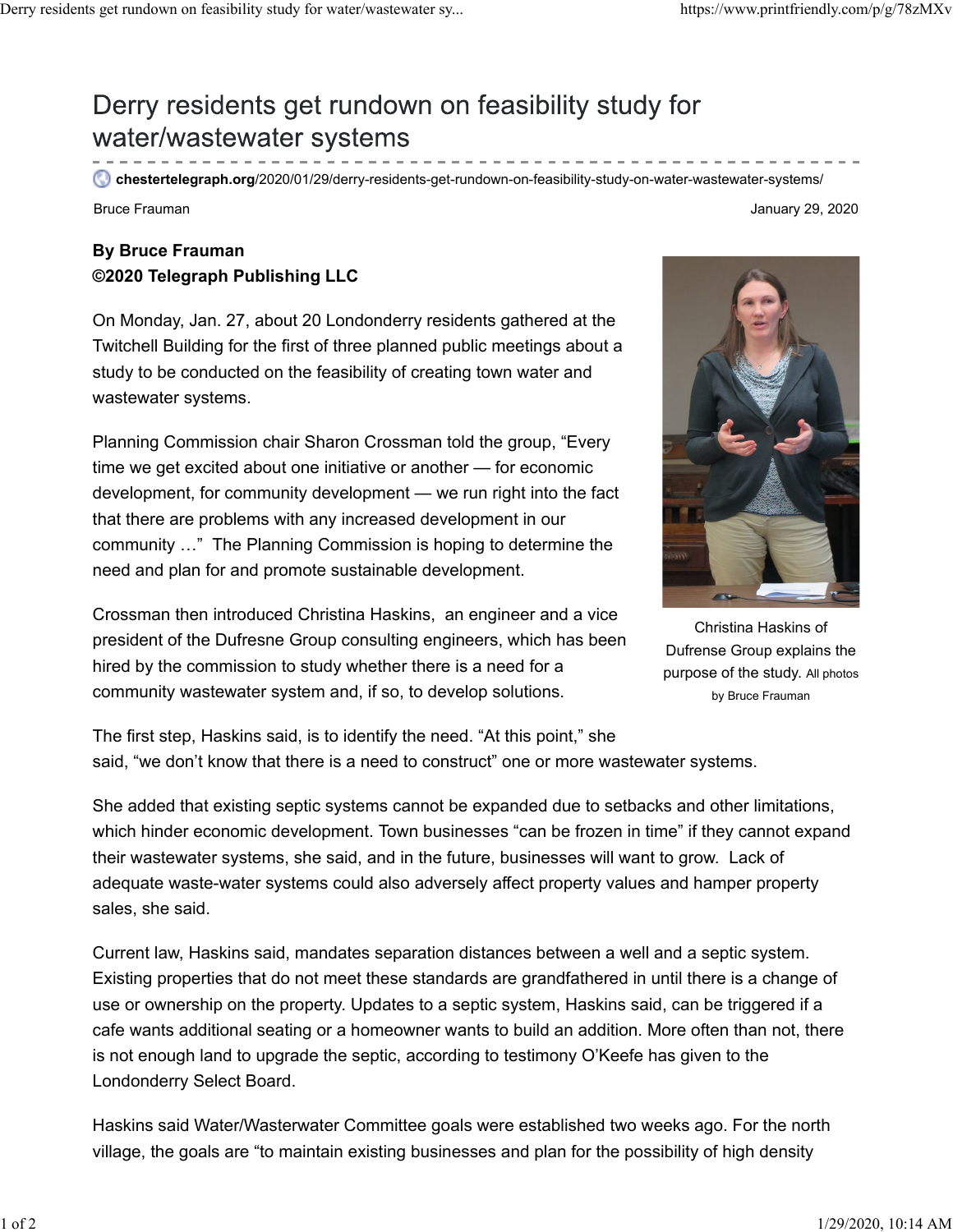# Derry residents get rundown on feasibility study for water/wastewater systems

chestertelegraph.org/2020/01/29/derry-residents-get-rundown-on-feasibility-study-on-water-wastewater-systems/

Bruce Frauman January 29, 2020

**By Bruce Frauman**
**©2020 Telegraph Publishing LLC**

On Monday, Jan. 27, about 20 Londonderry residents gathered at the Twitchell Building for the first of three planned public meetings about a study to be conducted on the feasibility of creating town water and wastewater systems.

Planning Commission chair Sharon Crossman told the group, "Every time we get excited about one initiative or another — for economic development, for community development — we run right into the fact that there are problems with any increased development in our community …" The Planning Commission is hoping to determine the need and plan for and promote sustainable development.

Crossman then introduced Christina Haskins, an engineer and a vice president of the Dufresne Group consulting engineers, which has been hired by the commission to study whether there is a need for a community wastewater system and, if so, to develop solutions.

Christina Haskins of Dufrense Group explains the purpose of the study. All photos by Bruce Frauman

The first step, Haskins said, is to identify the need. "At this point," she said, "we don't know that there is a need to construct" one or more wastewater systems.

She added that existing septic systems cannot be expanded due to setbacks and other limitations, which hinder economic development. Town businesses "can be frozen in time" if they cannot expand their wastewater systems, she said, and in the future, businesses will want to grow. Lack of adequate waste-water systems could also adversely affect property values and hamper property sales, she said.

Current law, Haskins said, mandates separation distances between a well and a septic system. Existing properties that do not meet these standards are grandfathered in until there is a change of use or ownership on the property. Updates to a septic system, Haskins said, can be triggered if a cafe wants additional seating or a homeowner wants to build an addition. More often than not, there is not enough land to upgrade the septic, according to testimony O'Keefe has given to the Londonderry Select Board.

Haskins said Water/Wasterwater Committee goals were established two weeks ago. For the north village, the goals are "to maintain existing businesses and plan for the possibility of high density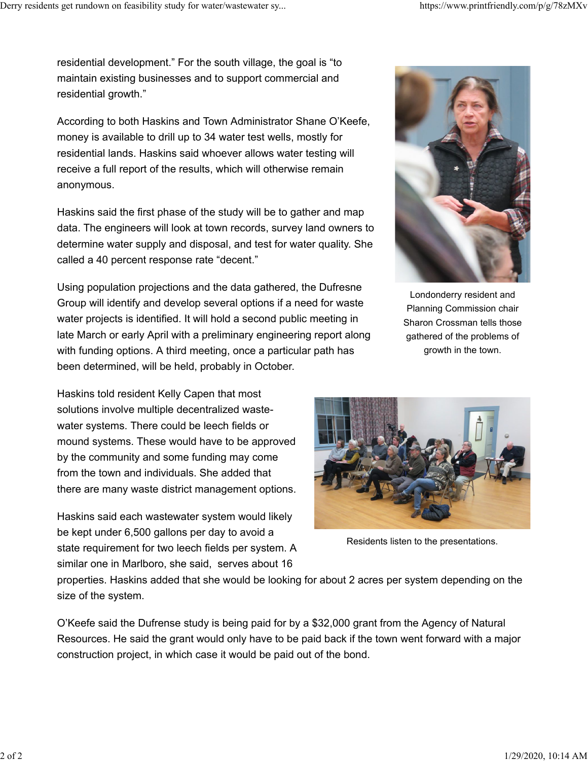residential development." For the south village, the goal is "to maintain existing businesses and to support commercial and residential growth."

According to both Haskins and Town Administrator Shane O'Keefe, money is available to drill up to 34 water test wells, mostly for residential lands. Haskins said whoever allows water testing will receive a full report of the results, which will otherwise remain anonymous.

Haskins said the first phase of the study will be to gather and map data. The engineers will look at town records, survey land owners to determine water supply and disposal, and test for water quality. She called a 40 percent response rate "decent."

Using population projections and the data gathered, the Dufresne Group will identify and develop several options if a need for waste water projects is identified. It will hold a second public meeting in late March or early April with a preliminary engineering report along with funding options. A third meeting, once a particular path has been determined, will be held, probably in October.

Londonderry resident and Planning Commission chair Sharon Crossman tells those gathered of the problems of growth in the town.

Haskins told resident Kelly Capen that most solutions involve multiple decentralized waste-water systems. There could be leech fields or mound systems. These would have to be approved by the community and some funding may come from the town and individuals. She added that there are many waste district management options.

Residents listen to the presentations.

Haskins said each wastewater system would likely be kept under 6,500 gallons per day to avoid a state requirement for two leech fields per system. A similar one in Marlboro, she said, serves about 16 properties. Haskins added that she would be looking for about 2 acres per system depending on the size of the system.

O'Keefe said the Dufrense study is being paid for by a $32,000 grant from the Agency of Natural Resources. He said the grant would only have to be paid back if the town went forward with a major construction project, in which case it would be paid out of the bond.